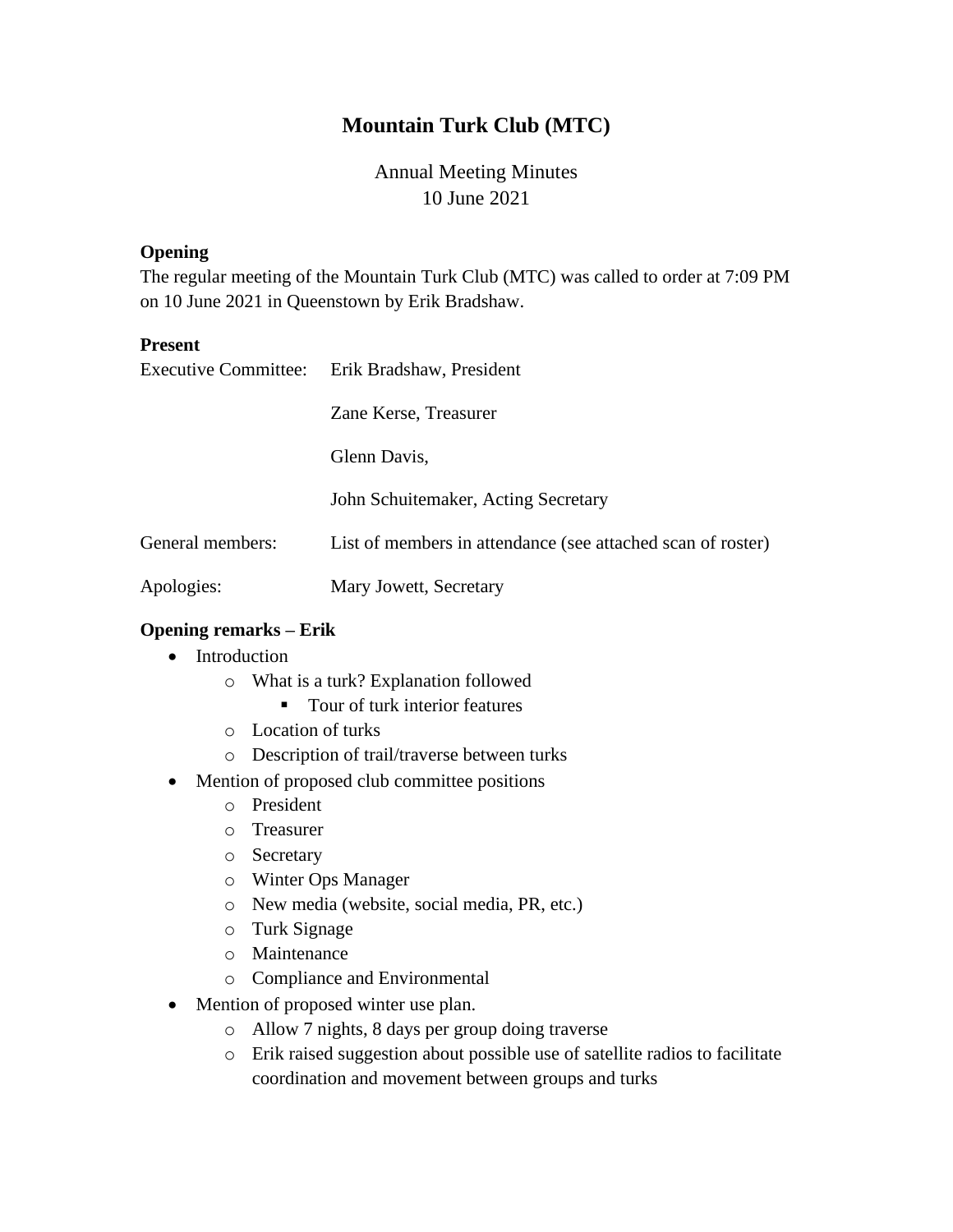# Mountain Turk Club (MTC)

Annual Meeting Minutes
10 June 2021

**Opening**

The regular meeting of the Mountain Turk Club (MTC) was called to order at 7:09 PM on 10 June 2021 in Queenstown by Erik Bradshaw.

**Present**

| | |
|---|---|
| Executive Committee: | Erik Bradshaw, President |
| | Zane Kerse, Treasurer |
| | Glenn Davis, |
| | John Schuitemaker, Acting Secretary |
| General members: | List of members in attendance (see attached scan of roster) |
| Apologies: | Mary Jowett, Secretary |

**Opening remarks – Erik**

- Introduction
  - What is a turk? Explanation followed
    - Tour of turk interior features
  - Location of turks
  - Description of trail/traverse between turks
- Mention of proposed club committee positions
  - President
  - Treasurer
  - Secretary
  - Winter Ops Manager
  - New media (website, social media, PR, etc.)
  - Turk Signage
  - Maintenance
  - Compliance and Environmental
- Mention of proposed winter use plan.
  - Allow 7 nights, 8 days per group doing traverse
  - Erik raised suggestion about possible use of satellite radios to facilitate coordination and movement between groups and turks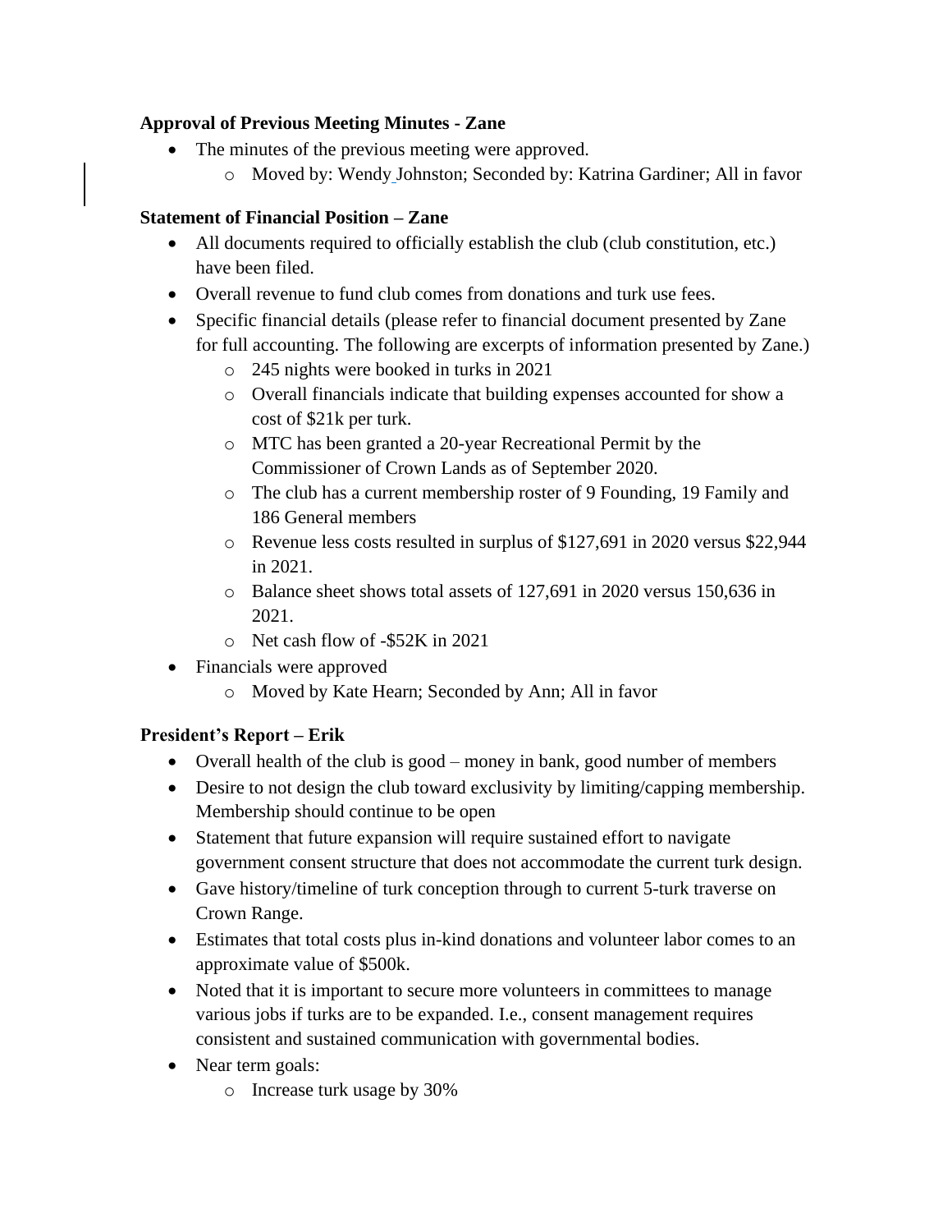**Approval of Previous Meeting Minutes - Zane**

- The minutes of the previous meeting were approved.
    - Moved by: Wendy Johnston; Seconded by: Katrina Gardiner; All in favor

**Statement of Financial Position – Zane**

- All documents required to officially establish the club (club constitution, etc.) have been filed.
- Overall revenue to fund club comes from donations and turk use fees.
- Specific financial details (please refer to financial document presented by Zane for full accounting. The following are excerpts of information presented by Zane.)
    - 245 nights were booked in turks in 2021
    - Overall financials indicate that building expenses accounted for show a cost of $21k per turk.
    - MTC has been granted a 20-year Recreational Permit by the Commissioner of Crown Lands as of September 2020.
    - The club has a current membership roster of 9 Founding, 19 Family and 186 General members
    - Revenue less costs resulted in surplus of $127,691 in 2020 versus $22,944 in 2021.
    - Balance sheet shows total assets of 127,691 in 2020 versus 150,636 in 2021.
    - Net cash flow of -$52K in 2021
- Financials were approved
    - Moved by Kate Hearn; Seconded by Ann; All in favor

**President's Report – Erik**

- Overall health of the club is good – money in bank, good number of members
- Desire to not design the club toward exclusivity by limiting/capping membership. Membership should continue to be open
- Statement that future expansion will require sustained effort to navigate government consent structure that does not accommodate the current turk design.
- Gave history/timeline of turk conception through to current 5-turk traverse on Crown Range.
- Estimates that total costs plus in-kind donations and volunteer labor comes to an approximate value of $500k.
- Noted that it is important to secure more volunteers in committees to manage various jobs if turks are to be expanded. I.e., consent management requires consistent and sustained communication with governmental bodies.
- Near term goals:
    - Increase turk usage by 30%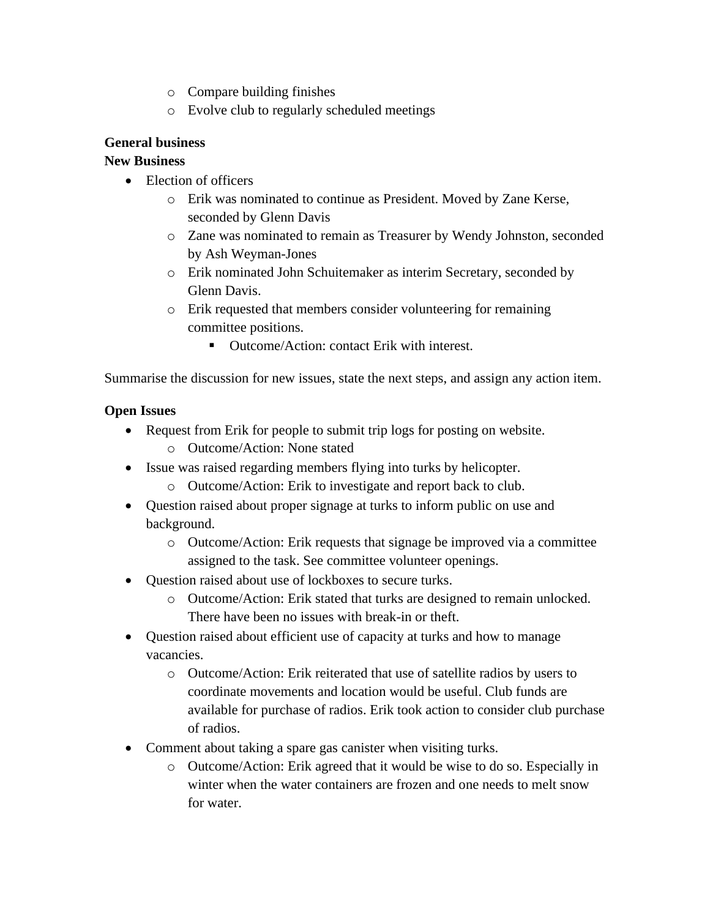- Compare building finishes
  - Evolve club to regularly scheduled meetings

**General business**

**New Business**

- Election of officers
  - Erik was nominated to continue as President. Moved by Zane Kerse, seconded by Glenn Davis
  - Zane was nominated to remain as Treasurer by Wendy Johnston, seconded by Ash Weyman-Jones
  - Erik nominated John Schuitemaker as interim Secretary, seconded by Glenn Davis.
  - Erik requested that members consider volunteering for remaining committee positions.
    - Outcome/Action: contact Erik with interest.

Summarise the discussion for new issues, state the next steps, and assign any action item.

**Open Issues**

- Request from Erik for people to submit trip logs for posting on website.
  - Outcome/Action: None stated
- Issue was raised regarding members flying into turks by helicopter.
  - Outcome/Action: Erik to investigate and report back to club.
- Question raised about proper signage at turks to inform public on use and background.
  - Outcome/Action: Erik requests that signage be improved via a committee assigned to the task. See committee volunteer openings.
- Question raised about use of lockboxes to secure turks.
  - Outcome/Action: Erik stated that turks are designed to remain unlocked. There have been no issues with break-in or theft.
- Question raised about efficient use of capacity at turks and how to manage vacancies.
  - Outcome/Action: Erik reiterated that use of satellite radios by users to coordinate movements and location would be useful. Club funds are available for purchase of radios. Erik took action to consider club purchase of radios.
- Comment about taking a spare gas canister when visiting turks.
  - Outcome/Action: Erik agreed that it would be wise to do so. Especially in winter when the water containers are frozen and one needs to melt snow for water.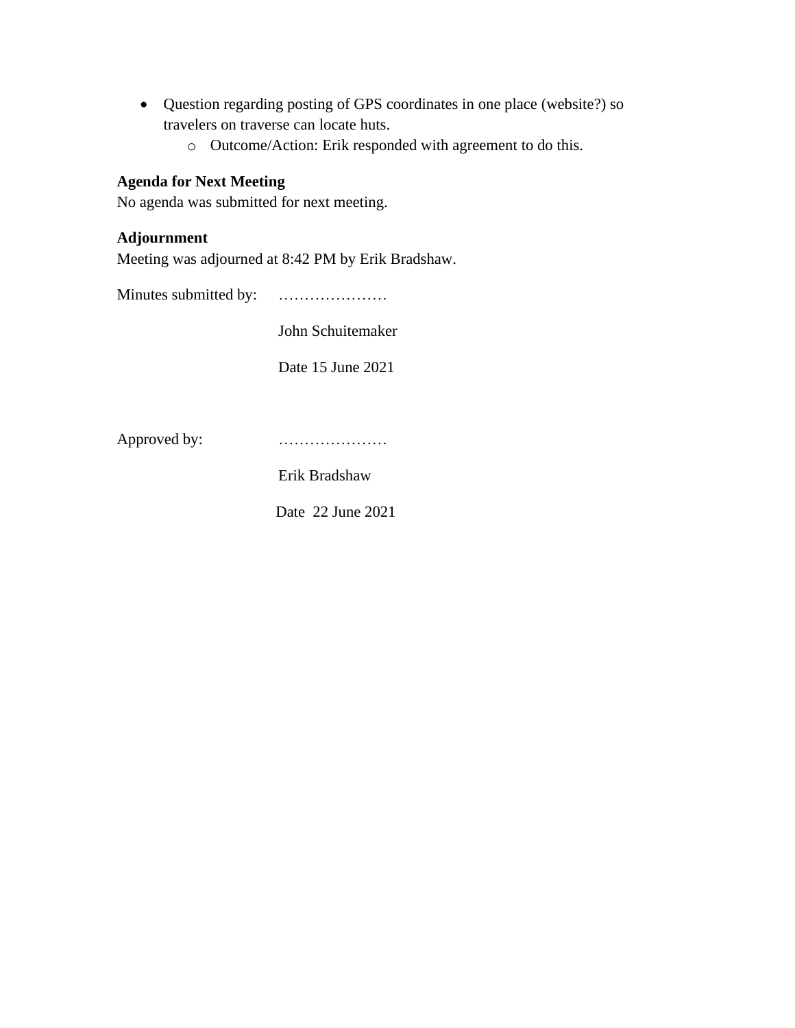- Question regarding posting of GPS coordinates in one place (website?) so travelers on traverse can locate huts.
    - Outcome/Action: Erik responded with agreement to do this.

**Agenda for Next Meeting**

No agenda was submitted for next meeting.

**Adjournment**

Meeting was adjourned at 8:42 PM by Erik Bradshaw.

Minutes submitted by: …………………

John Schuitemaker

Date 15 June 2021

Approved by: …………………

Erik Bradshaw

Date 22 June 2021